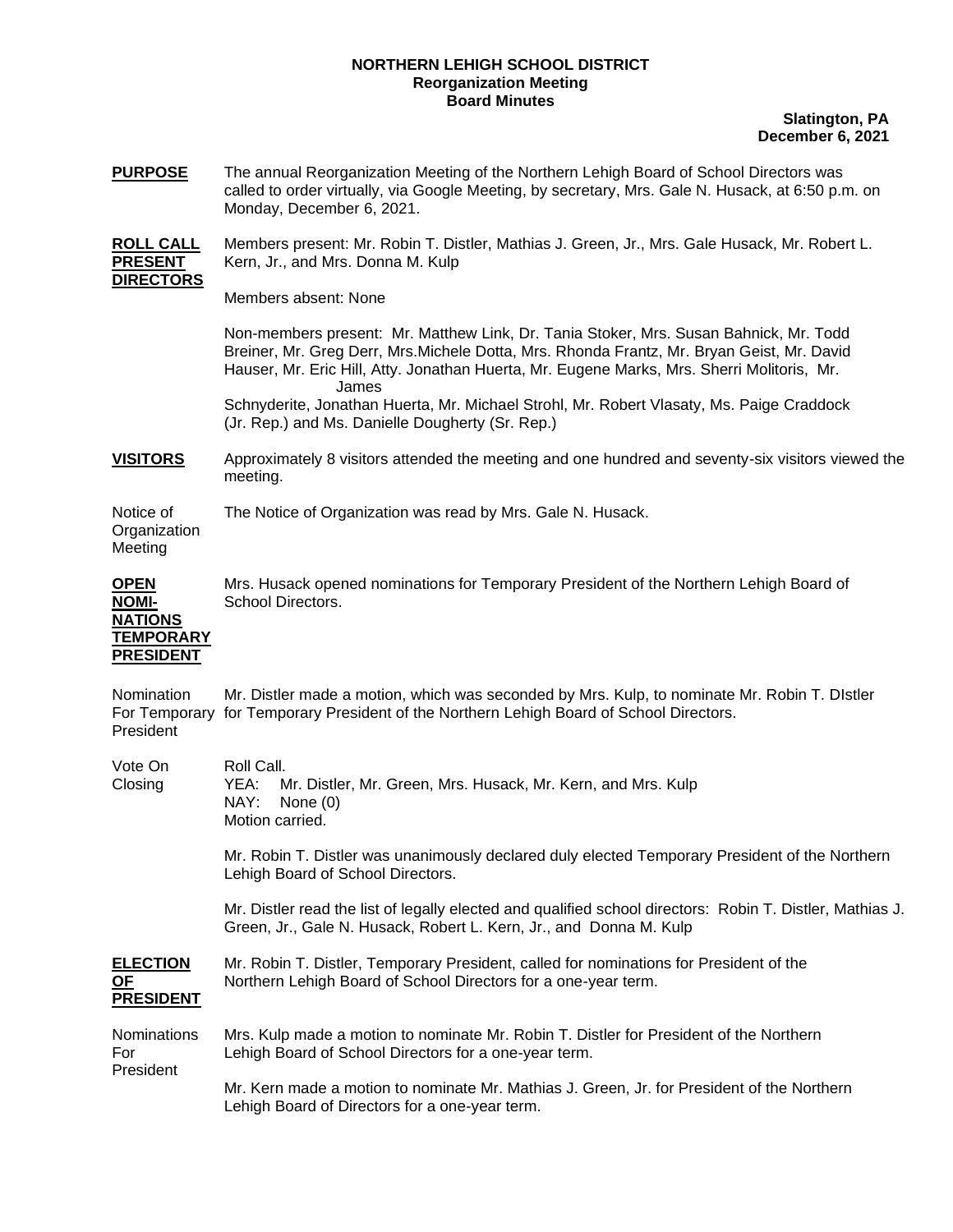**NORTHERN LEHIGH SCHOOL DISTRICT**
**Reorganization Meeting**
**Board Minutes**

**Slatington, PA**
**December 6, 2021**

**PURPOSE** The annual Reorganization Meeting of the Northern Lehigh Board of School Directors was called to order virtually, via Google Meeting, by secretary, Mrs. Gale N. Husack, at 6:50 p.m. on Monday, December 6, 2021.

**ROLL CALL PRESENT DIRECTORS** Members present: Mr. Robin T. Distler, Mathias J. Green, Jr., Mrs. Gale Husack, Mr. Robert L. Kern, Jr., and Mrs. Donna M. Kulp

Members absent: None

Non-members present: Mr. Matthew Link, Dr. Tania Stoker, Mrs. Susan Bahnick, Mr. Todd Breiner, Mr. Greg Derr, Mrs.Michele Dotta, Mrs. Rhonda Frantz, Mr. Bryan Geist, Mr. David Hauser, Mr. Eric Hill, Atty. Jonathan Huerta, Mr. Eugene Marks, Mrs. Sherri Molitoris, Mr. James Schnyderite, Jonathan Huerta, Mr. Michael Strohl, Mr. Robert Vlasaty, Ms. Paige Craddock (Jr. Rep.) and Ms. Danielle Dougherty (Sr. Rep.)

**VISITORS** Approximately 8 visitors attended the meeting and one hundred and seventy-six visitors viewed the meeting.

Notice of Organization Meeting — The Notice of Organization was read by Mrs. Gale N. Husack.

**OPEN NOMI-NATIONS TEMPORARY PRESIDENT** Mrs. Husack opened nominations for Temporary President of the Northern Lehigh Board of School Directors.

Nomination For Temporary President — Mr. Distler made a motion, which was seconded by Mrs. Kulp, to nominate Mr. Robin T. DIstler for Temporary President of the Northern Lehigh Board of School Directors.

Vote On Closing — Roll Call.
YEA: Mr. Distler, Mr. Green, Mrs. Husack, Mr. Kern, and Mrs. Kulp
NAY: None (0)
Motion carried.

Mr. Robin T. Distler was unanimously declared duly elected Temporary President of the Northern Lehigh Board of School Directors.

Mr. Distler read the list of legally elected and qualified school directors: Robin T. Distler, Mathias J. Green, Jr., Gale N. Husack, Robert L. Kern, Jr., and Donna M. Kulp

**ELECTION OF PRESIDENT** Mr. Robin T. Distler, Temporary President, called for nominations for President of the Northern Lehigh Board of School Directors for a one-year term.

Nominations For President — Mrs. Kulp made a motion to nominate Mr. Robin T. Distler for President of the Northern Lehigh Board of School Directors for a one-year term.

Mr. Kern made a motion to nominate Mr. Mathias J. Green, Jr. for President of the Northern Lehigh Board of Directors for a one-year term.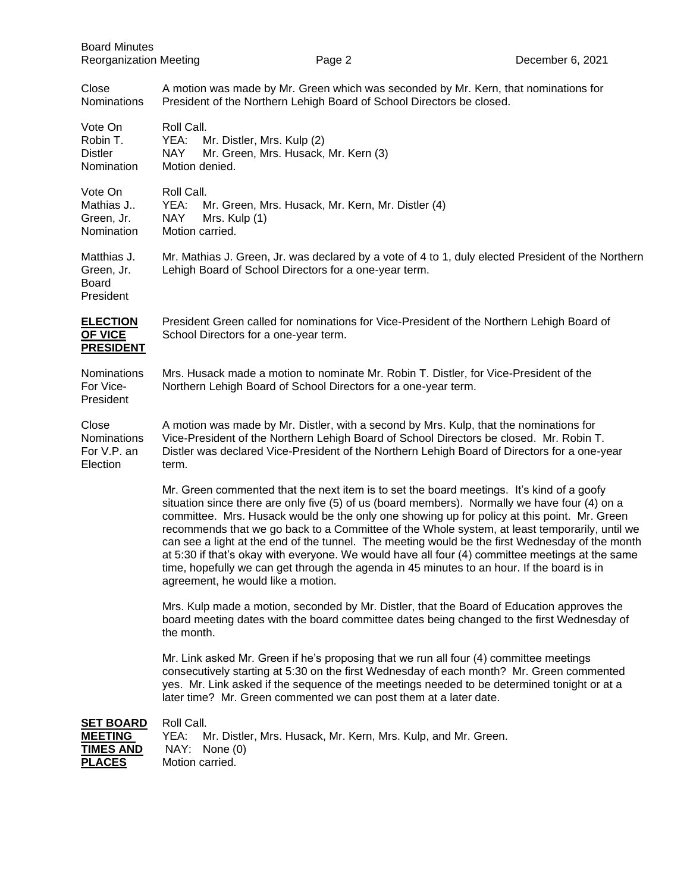**Close Nominations**

A motion was made by Mr. Green which was seconded by Mr. Kern, that nominations for President of the Northern Lehigh Board of School Directors be closed.

**Vote On Robin T. Distler Nomination**

Roll Call.
YEA: Mr. Distler, Mrs. Kulp (2)
NAY Mr. Green, Mrs. Husack, Mr. Kern (3)
Motion denied.

**Vote On Mathias J.. Green, Jr. Nomination**

Roll Call.
YEA: Mr. Green, Mrs. Husack, Mr. Kern, Mr. Distler (4)
NAY Mrs. Kulp (1)
Motion carried.

**Matthias J. Green, Jr. Board President**

Mr. Mathias J. Green, Jr. was declared by a vote of 4 to 1, duly elected President of the Northern Lehigh Board of School Directors for a one-year term.

## ELECTION OF VICE PRESIDENT

President Green called for nominations for Vice-President of the Northern Lehigh Board of School Directors for a one-year term.

**Nominations For Vice-President**

Mrs. Husack made a motion to nominate Mr. Robin T. Distler, for Vice-President of the Northern Lehigh Board of School Directors for a one-year term.

**Close Nominations For V.P. an Election**

A motion was made by Mr. Distler, with a second by Mrs. Kulp, that the nominations for Vice-President of the Northern Lehigh Board of School Directors be closed. Mr. Robin T. Distler was declared Vice-President of the Northern Lehigh Board of Directors for a one-year term.

Mr. Green commented that the next item is to set the board meetings. It's kind of a goofy situation since there are only five (5) of us (board members). Normally we have four (4) on a committee. Mrs. Husack would be the only one showing up for policy at this point. Mr. Green recommends that we go back to a Committee of the Whole system, at least temporarily, until we can see a light at the end of the tunnel. The meeting would be the first Wednesday of the month at 5:30 if that's okay with everyone. We would have all four (4) committee meetings at the same time, hopefully we can get through the agenda in 45 minutes to an hour. If the board is in agreement, he would like a motion.

Mrs. Kulp made a motion, seconded by Mr. Distler, that the Board of Education approves the board meeting dates with the board committee dates being changed to the first Wednesday of the month.

Mr. Link asked Mr. Green if he's proposing that we run all four (4) committee meetings consecutively starting at 5:30 on the first Wednesday of each month? Mr. Green commented yes. Mr. Link asked if the sequence of the meetings needed to be determined tonight or at a later time? Mr. Green commented we can post them at a later date.

## SET BOARD MEETING TIMES AND PLACES

Roll Call.
YEA: Mr. Distler, Mrs. Husack, Mr. Kern, Mrs. Kulp, and Mr. Green.
NAY: None (0)
Motion carried.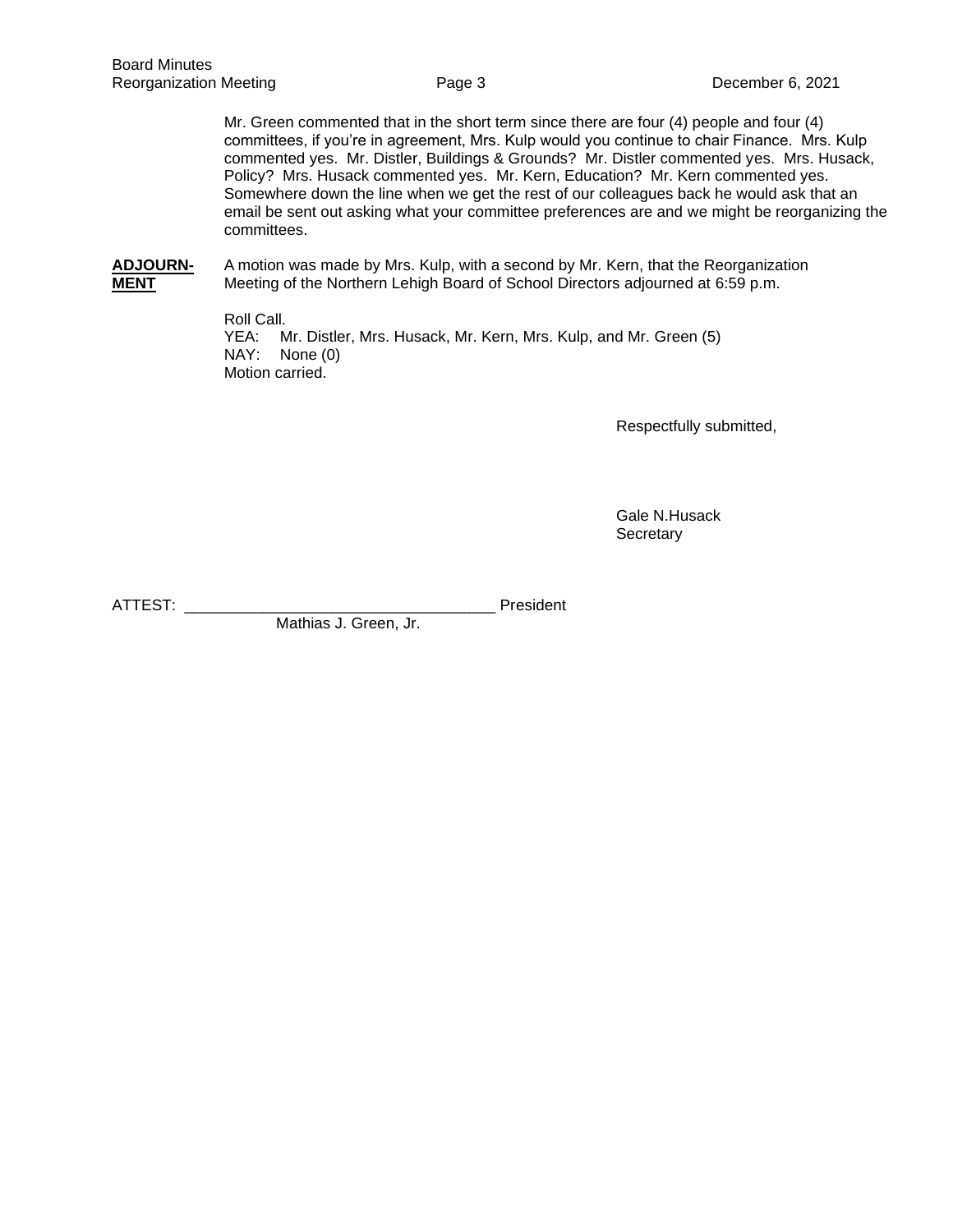Mr. Green commented that in the short term since there are four (4) people and four (4) committees, if you're in agreement, Mrs. Kulp would you continue to chair Finance. Mrs. Kulp commented yes. Mr. Distler, Buildings & Grounds? Mr. Distler commented yes. Mrs. Husack, Policy? Mrs. Husack commented yes. Mr. Kern, Education? Mr. Kern commented yes. Somewhere down the line when we get the rest of our colleagues back he would ask that an email be sent out asking what your committee preferences are and we might be reorganizing the committees.

**ADJOURN-MENT**

A motion was made by Mrs. Kulp, with a second by Mr. Kern, that the Reorganization Meeting of the Northern Lehigh Board of School Directors adjourned at 6:59 p.m.

Roll Call.
YEA: Mr. Distler, Mrs. Husack, Mr. Kern, Mrs. Kulp, and Mr. Green (5)
NAY: None (0)
Motion carried.

Respectfully submitted,

Gale N.Husack
Secretary

ATTEST: ___________________________________ President
Mathias J. Green, Jr.